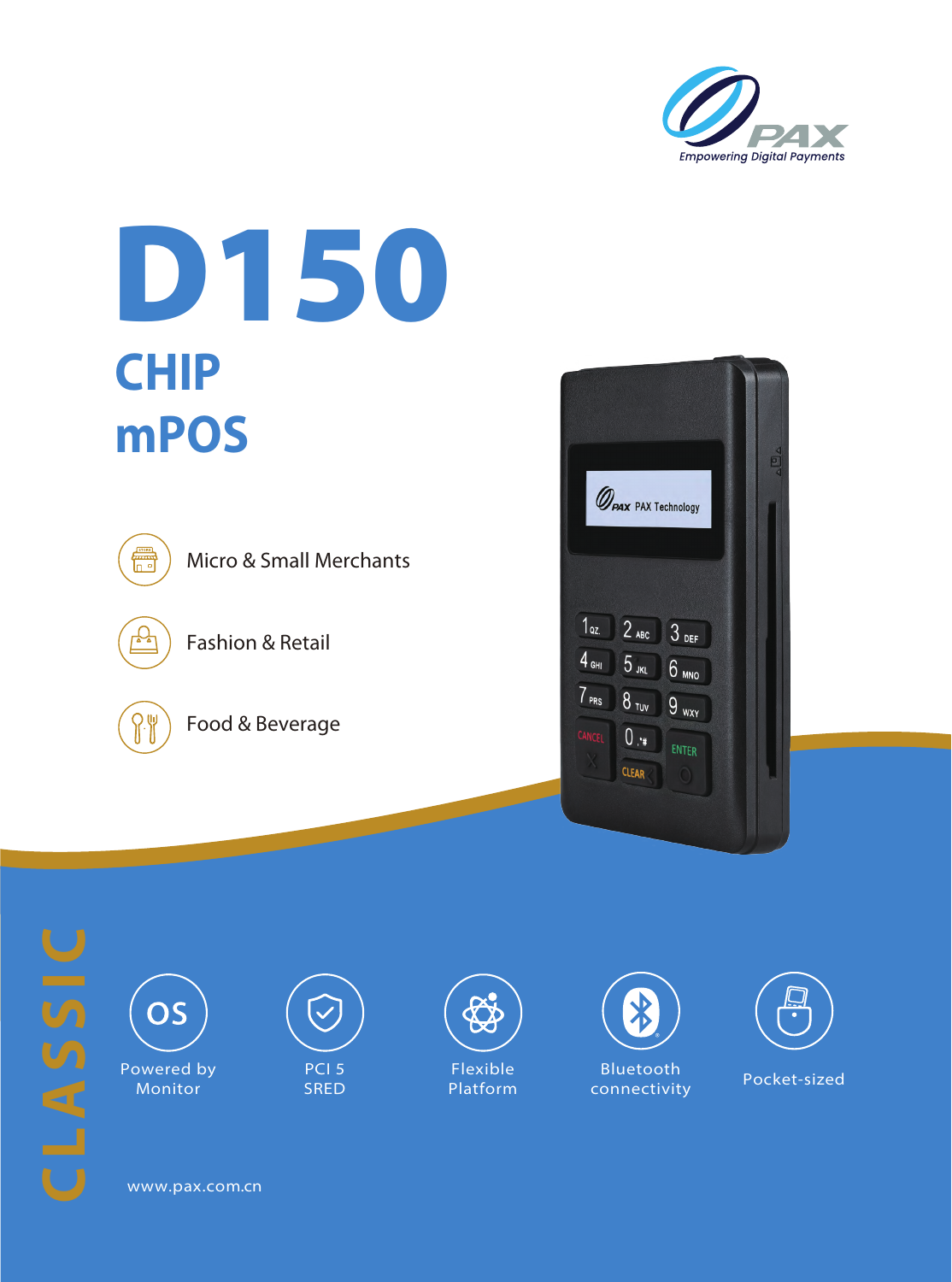PAX
Empowering Digital Payments

# D150

## CHIP
## mPOS

- Micro & Small Merchants
- Fashion & Retail
- Food & Beverage

CLASSIC

- Powered by Monitor
- PCI 5 SRED
- Flexible Platform
- Bluetooth connectivity
- Pocket-sized

www.pax.com.cn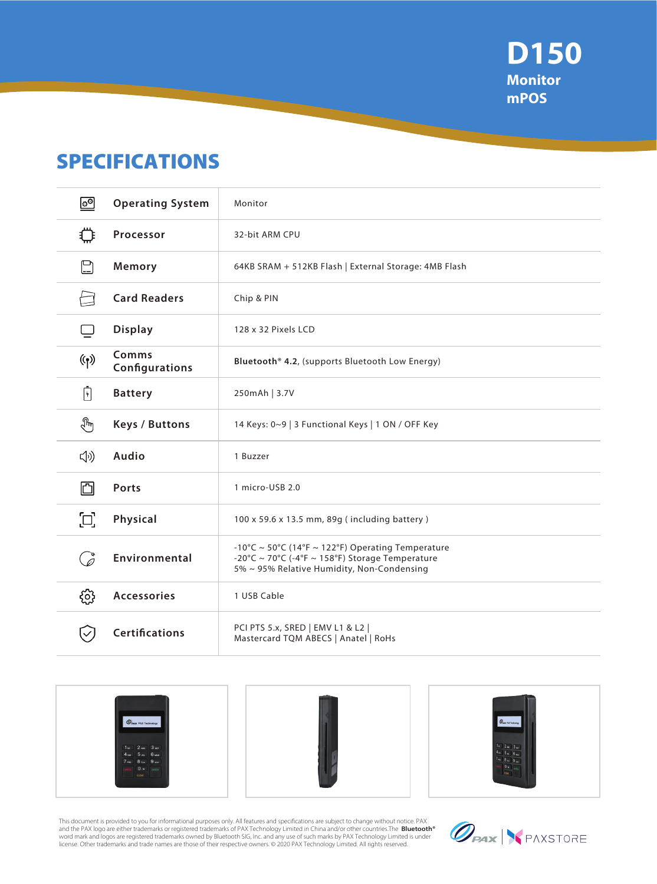# D150

**Monitor**
**mPOS**

## SPECIFICATIONS

| | |
|---|---|
| **Operating System** | Monitor |
| **Processor** | 32-bit ARM CPU |
| **Memory** | 64KB SRAM + 512KB Flash \| External Storage: 4MB Flash |
| **Card Readers** | Chip & PIN |
| **Display** | 128 x 32 Pixels LCD |
| **Comms Configurations** | **Bluetooth® 4.2**, (supports Bluetooth Low Energy) |
| **Battery** | 250mAh \| 3.7V |
| **Keys / Buttons** | 14 Keys: 0~9 \| 3 Functional Keys \| 1 ON / OFF Key |
| **Audio** | 1 Buzzer |
| **Ports** | 1 micro-USB 2.0 |
| **Physical** | 100 x 59.6 x 13.5 mm, 89g ( including battery ) |
| **Environmental** | -10°C ~ 50°C (14°F ~ 122°F) Operating Temperature<br>-20°C ~ 70°C (-4°F ~ 158°F) Storage Temperature<br>5% ~ 95% Relative Humidity, Non-Condensing |
| **Accessories** | 1 USB Cable |
| **Certifications** | PCI PTS 5.x, SRED \| EMV L1 & L2 \|<br>Mastercard TQM ABECS \| Anatel \| RoHs |

This document is provided to you for informational purposes only. All features and specifications are subject to change without notice. PAX and the PAX logo are either trademarks or registered trademarks of PAX Technology Limited in China and/or other countries.The **Bluetooth®** word mark and logos are registered trademarks owned by Bluetooth SIG, Inc. and any use of such marks by PAX Technology Limited is under license. Other trademarks and trade names are those of their respective owners. © 2020 PAX Technology Limited. All rights reserved.

PAX | PAXSTORE